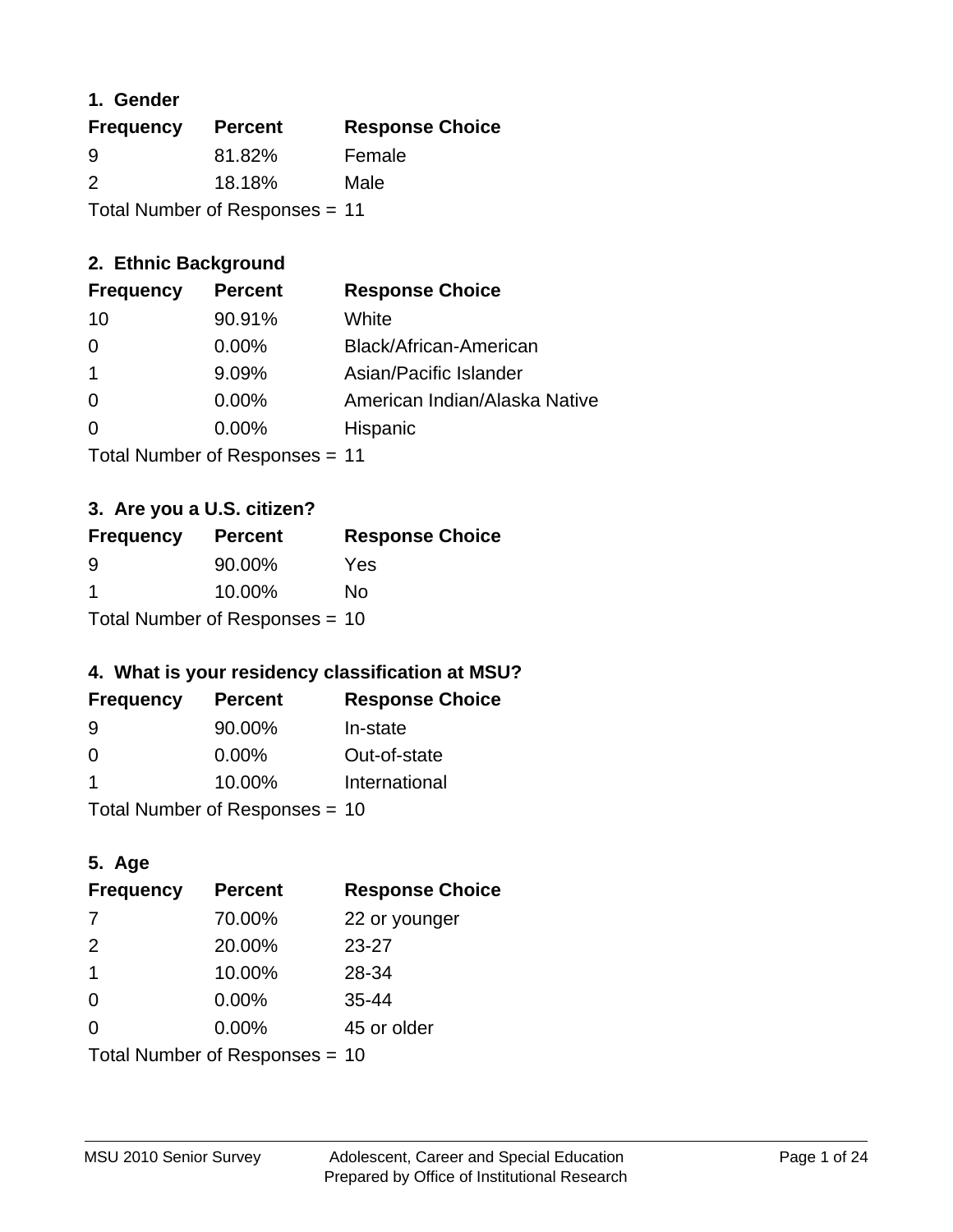## 1. Gender

| Frequency | Percent | Response Choice |
|---|---|---|
| 9 | 81.82% | Female |
| 2 | 18.18% | Male |

Total Number of Responses = 11

## 2. Ethnic Background

| Frequency | Percent | Response Choice |
|---|---|---|
| 10 | 90.91% | White |
| 0 | 0.00% | Black/African-American |
| 1 | 9.09% | Asian/Pacific Islander |
| 0 | 0.00% | American Indian/Alaska Native |
| 0 | 0.00% | Hispanic |

Total Number of Responses = 11

## 3. Are you a U.S. citizen?

| Frequency | Percent | Response Choice |
|---|---|---|
| 9 | 90.00% | Yes |
| 1 | 10.00% | No |

Total Number of Responses = 10

## 4. What is your residency classification at MSU?

| Frequency | Percent | Response Choice |
|---|---|---|
| 9 | 90.00% | In-state |
| 0 | 0.00% | Out-of-state |
| 1 | 10.00% | International |

Total Number of Responses = 10

## 5. Age

| Frequency | Percent | Response Choice |
|---|---|---|
| 7 | 70.00% | 22 or younger |
| 2 | 20.00% | 23-27 |
| 1 | 10.00% | 28-34 |
| 0 | 0.00% | 35-44 |
| 0 | 0.00% | 45 or older |

Total Number of Responses = 10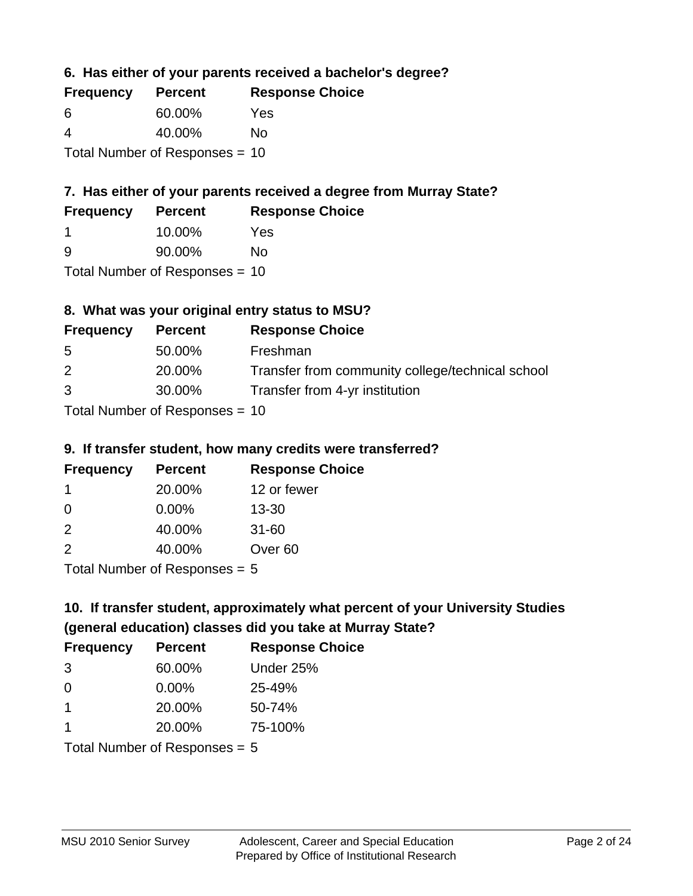### 6. Has either of your parents received a bachelor's degree?

| Frequency | Percent | Response Choice |
| --- | --- | --- |
| 6 | 60.00% | Yes |
| 4 | 40.00% | No |

Total Number of Responses = 10

### 7. Has either of your parents received a degree from Murray State?

| Frequency | Percent | Response Choice |
| --- | --- | --- |
| 1 | 10.00% | Yes |
| 9 | 90.00% | No |

Total Number of Responses = 10

### 8. What was your original entry status to MSU?

| Frequency | Percent | Response Choice |
| --- | --- | --- |
| 5 | 50.00% | Freshman |
| 2 | 20.00% | Transfer from community college/technical school |
| 3 | 30.00% | Transfer from 4-yr institution |

Total Number of Responses = 10

### 9. If transfer student, how many credits were transferred?

| Frequency | Percent | Response Choice |
| --- | --- | --- |
| 1 | 20.00% | 12 or fewer |
| 0 | 0.00% | 13-30 |
| 2 | 40.00% | 31-60 |
| 2 | 40.00% | Over 60 |

Total Number of Responses = 5

### 10. If transfer student, approximately what percent of your University Studies (general education) classes did you take at Murray State?

| Frequency | Percent | Response Choice |
| --- | --- | --- |
| 3 | 60.00% | Under 25% |
| 0 | 0.00% | 25-49% |
| 1 | 20.00% | 50-74% |
| 1 | 20.00% | 75-100% |

Total Number of Responses = 5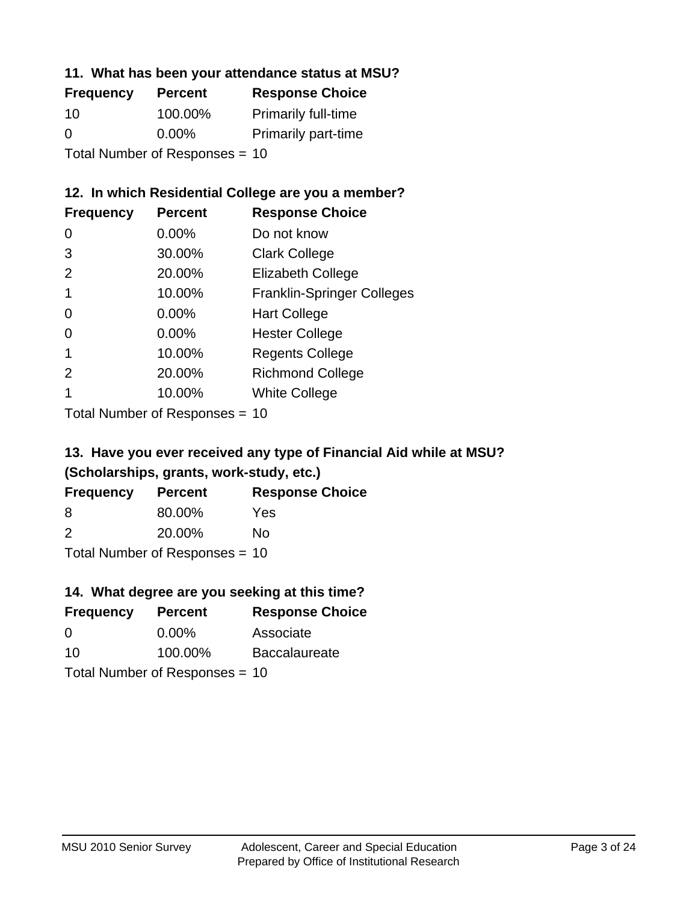### 11. What has been your attendance status at MSU?

| Frequency | Percent | Response Choice |
| --- | --- | --- |
| 10 | 100.00% | Primarily full-time |
| 0 | 0.00% | Primarily part-time |

Total Number of Responses = 10

### 12. In which Residential College are you a member?

| Frequency | Percent | Response Choice |
| --- | --- | --- |
| 0 | 0.00% | Do not know |
| 3 | 30.00% | Clark College |
| 2 | 20.00% | Elizabeth College |
| 1 | 10.00% | Franklin-Springer Colleges |
| 0 | 0.00% | Hart College |
| 0 | 0.00% | Hester College |
| 1 | 10.00% | Regents College |
| 2 | 20.00% | Richmond College |
| 1 | 10.00% | White College |

Total Number of Responses = 10

### 13. Have you ever received any type of Financial Aid while at MSU? (Scholarships, grants, work-study, etc.)

| Frequency | Percent | Response Choice |
| --- | --- | --- |
| 8 | 80.00% | Yes |
| 2 | 20.00% | No |

Total Number of Responses = 10

### 14. What degree are you seeking at this time?

| Frequency | Percent | Response Choice |
| --- | --- | --- |
| 0 | 0.00% | Associate |
| 10 | 100.00% | Baccalaureate |

Total Number of Responses = 10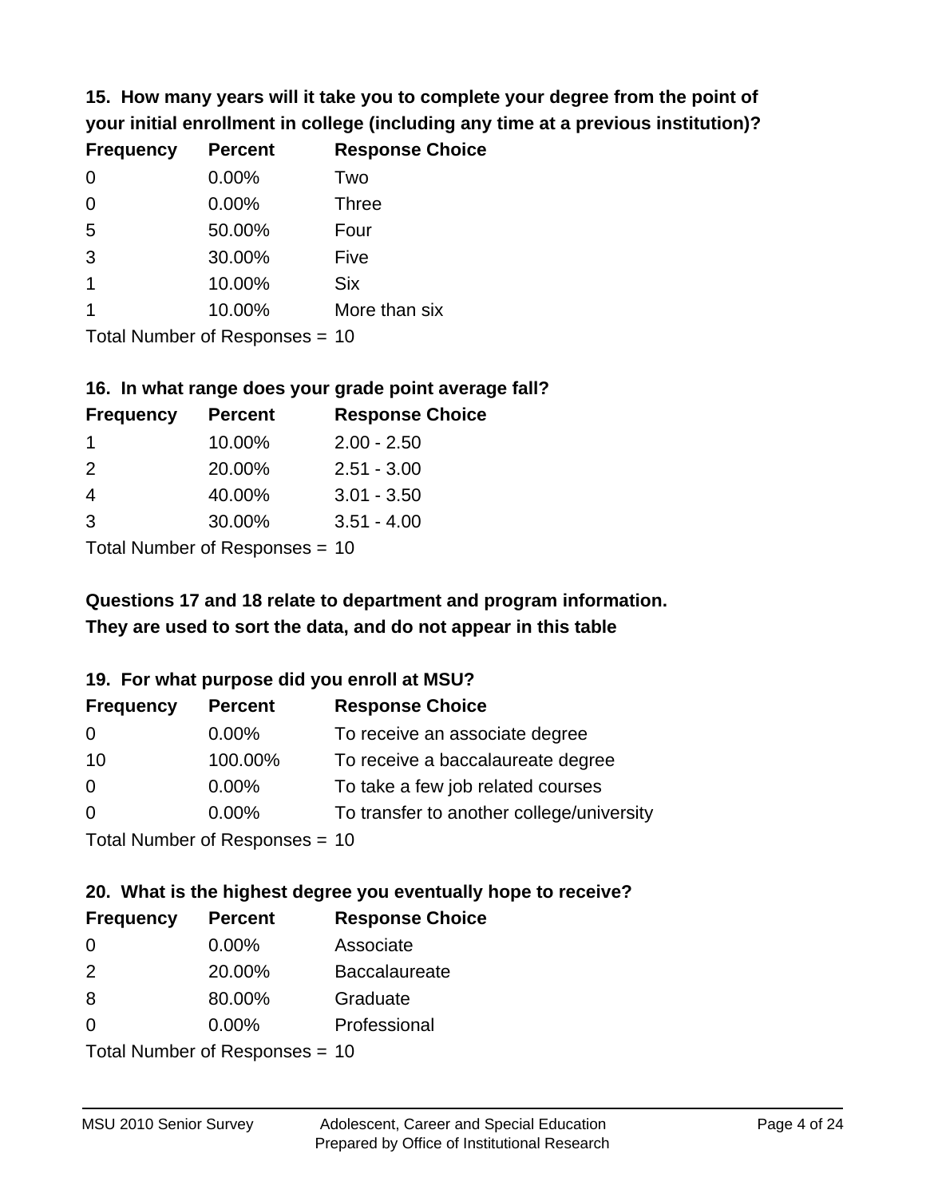### 15. How many years will it take you to complete your degree from the point of your initial enrollment in college (including any time at a previous institution)?

| Frequency | Percent | Response Choice |
|---|---|---|
| 0 | 0.00% | Two |
| 0 | 0.00% | Three |
| 5 | 50.00% | Four |
| 3 | 30.00% | Five |
| 1 | 10.00% | Six |
| 1 | 10.00% | More than six |

Total Number of Responses = 10

### 16. In what range does your grade point average fall?

| Frequency | Percent | Response Choice |
|---|---|---|
| 1 | 10.00% | 2.00 - 2.50 |
| 2 | 20.00% | 2.51 - 3.00 |
| 4 | 40.00% | 3.01 - 3.50 |
| 3 | 30.00% | 3.51 - 4.00 |

Total Number of Responses = 10

**Questions 17 and 18 relate to department and program information. They are used to sort the data, and do not appear in this table**

### 19. For what purpose did you enroll at MSU?

| Frequency | Percent | Response Choice |
|---|---|---|
| 0 | 0.00% | To receive an associate degree |
| 10 | 100.00% | To receive a baccalaureate degree |
| 0 | 0.00% | To take a few job related courses |
| 0 | 0.00% | To transfer to another college/university |

Total Number of Responses = 10

### 20. What is the highest degree you eventually hope to receive?

| Frequency | Percent | Response Choice |
|---|---|---|
| 0 | 0.00% | Associate |
| 2 | 20.00% | Baccalaureate |
| 8 | 80.00% | Graduate |
| 0 | 0.00% | Professional |

Total Number of Responses = 10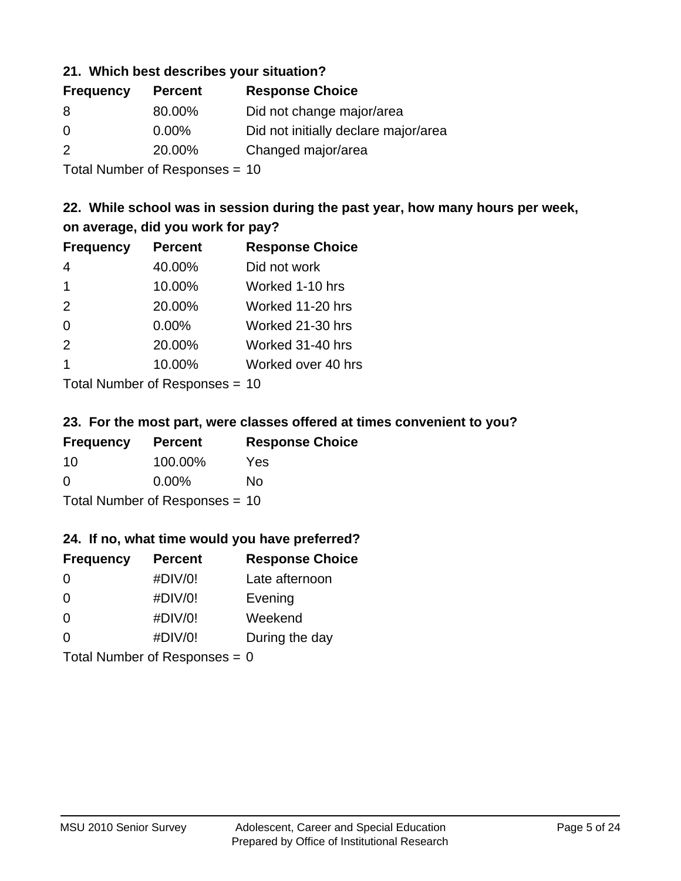### 21. Which best describes your situation?

| Frequency | Percent | Response Choice |
|---|---|---|
| 8 | 80.00% | Did not change major/area |
| 0 | 0.00% | Did not initially declare major/area |
| 2 | 20.00% | Changed major/area |

Total Number of Responses = 10

### 22. While school was in session during the past year, how many hours per week, on average, did you work for pay?

| Frequency | Percent | Response Choice |
|---|---|---|
| 4 | 40.00% | Did not work |
| 1 | 10.00% | Worked 1-10 hrs |
| 2 | 20.00% | Worked 11-20 hrs |
| 0 | 0.00% | Worked 21-30 hrs |
| 2 | 20.00% | Worked 31-40 hrs |
| 1 | 10.00% | Worked over 40 hrs |

Total Number of Responses = 10

### 23. For the most part, were classes offered at times convenient to you?

| Frequency | Percent | Response Choice |
|---|---|---|
| 10 | 100.00% | Yes |
| 0 | 0.00% | No |

Total Number of Responses = 10

### 24. If no, what time would you have preferred?

| Frequency | Percent | Response Choice |
|---|---|---|
| 0 | #DIV/0! | Late afternoon |
| 0 | #DIV/0! | Evening |
| 0 | #DIV/0! | Weekend |
| 0 | #DIV/0! | During the day |

Total Number of Responses = 0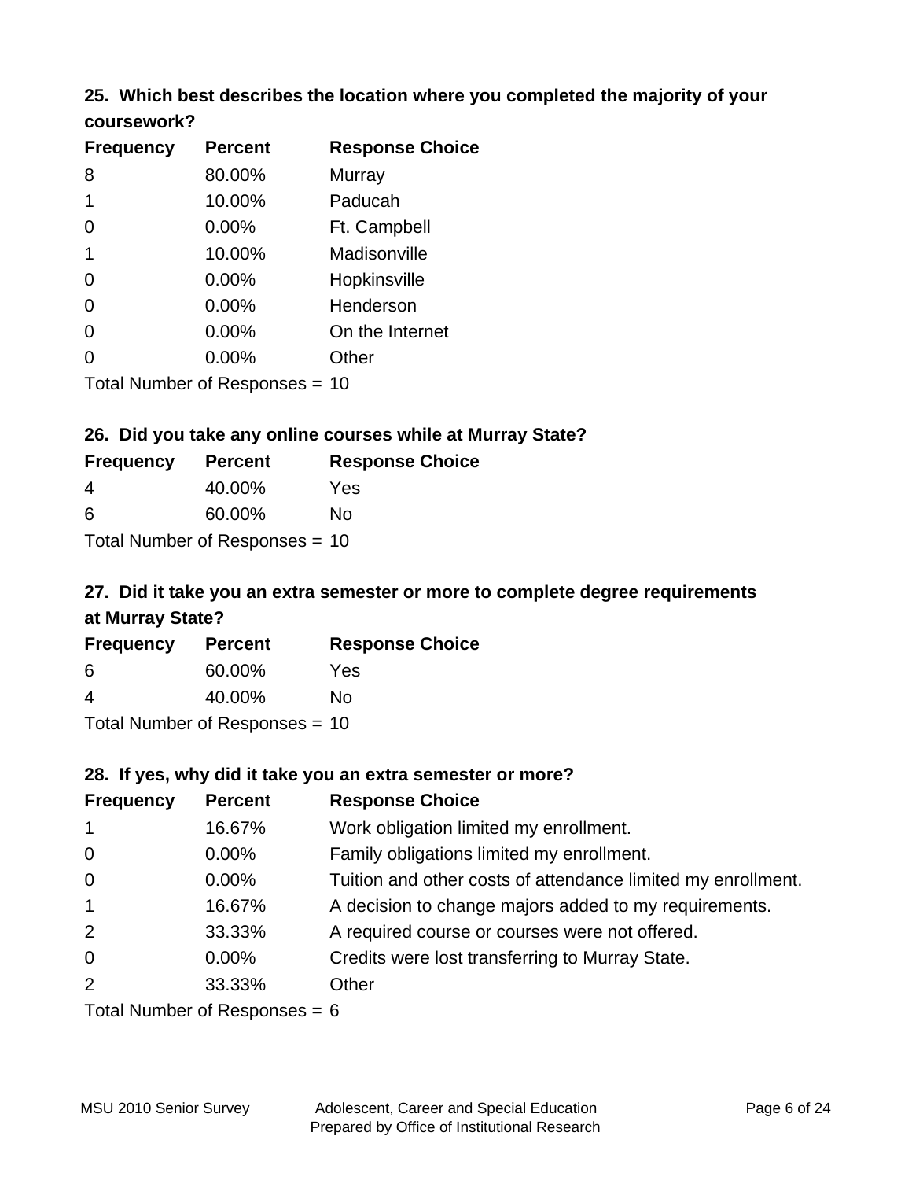### 25. Which best describes the location where you completed the majority of your coursework?

| Frequency | Percent | Response Choice |
|---|---|---|
| 8 | 80.00% | Murray |
| 1 | 10.00% | Paducah |
| 0 | 0.00% | Ft. Campbell |
| 1 | 10.00% | Madisonville |
| 0 | 0.00% | Hopkinsville |
| 0 | 0.00% | Henderson |
| 0 | 0.00% | On the Internet |
| 0 | 0.00% | Other |

Total Number of Responses = 10

### 26. Did you take any online courses while at Murray State?

| Frequency | Percent | Response Choice |
|---|---|---|
| 4 | 40.00% | Yes |
| 6 | 60.00% | No |

Total Number of Responses = 10

### 27. Did it take you an extra semester or more to complete degree requirements at Murray State?

| Frequency | Percent | Response Choice |
|---|---|---|
| 6 | 60.00% | Yes |
| 4 | 40.00% | No |

Total Number of Responses = 10

### 28. If yes, why did it take you an extra semester or more?

| Frequency | Percent | Response Choice |
|---|---|---|
| 1 | 16.67% | Work obligation limited my enrollment. |
| 0 | 0.00% | Family obligations limited my enrollment. |
| 0 | 0.00% | Tuition and other costs of attendance limited my enrollment. |
| 1 | 16.67% | A decision to change majors added to my requirements. |
| 2 | 33.33% | A required course or courses were not offered. |
| 0 | 0.00% | Credits were lost transferring to Murray State. |
| 2 | 33.33% | Other |

Total Number of Responses = 6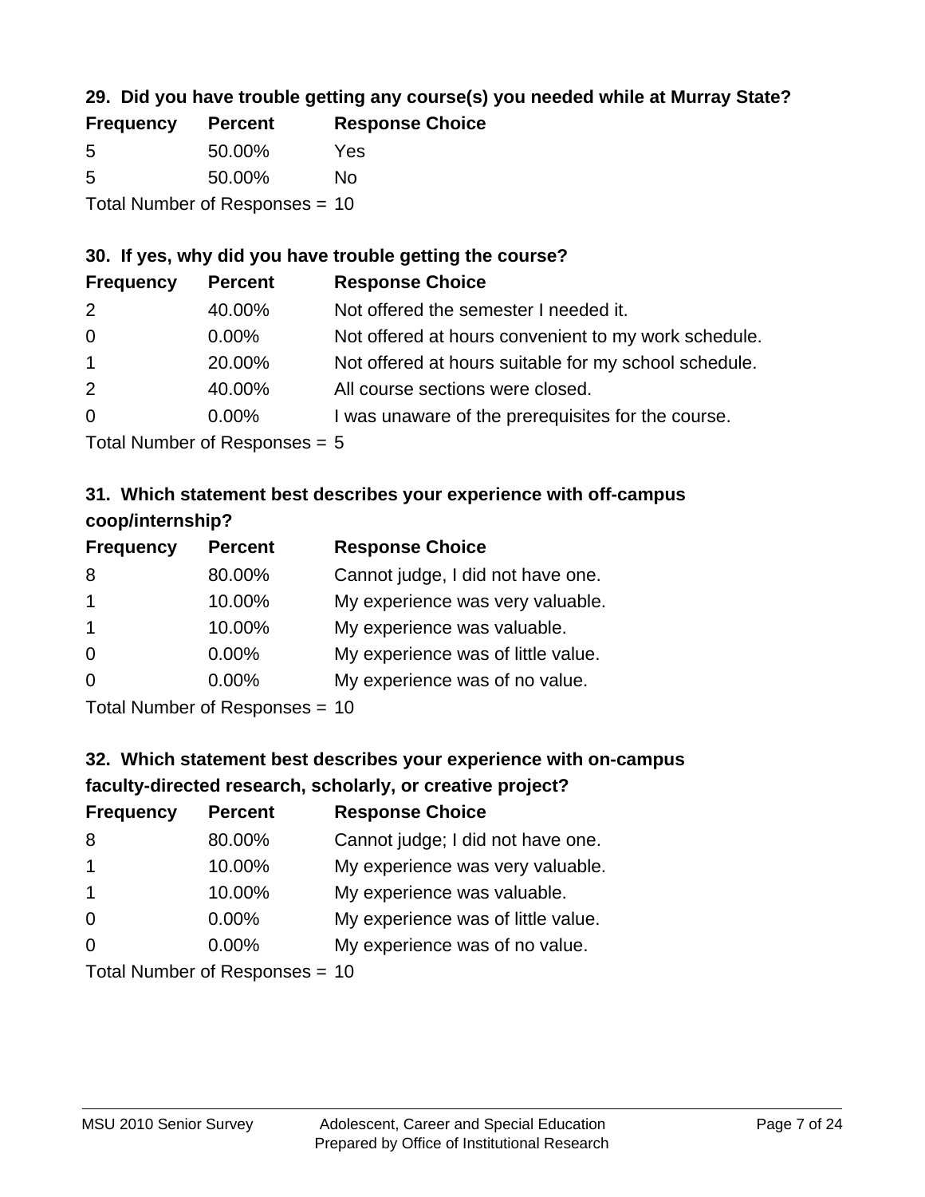### 29. Did you have trouble getting any course(s) you needed while at Murray State?

| Frequency | Percent | Response Choice |
|---|---|---|
| 5 | 50.00% | Yes |
| 5 | 50.00% | No |

Total Number of Responses = 10

### 30. If yes, why did you have trouble getting the course?

| Frequency | Percent | Response Choice |
|---|---|---|
| 2 | 40.00% | Not offered the semester I needed it. |
| 0 | 0.00% | Not offered at hours convenient to my work schedule. |
| 1 | 20.00% | Not offered at hours suitable for my school schedule. |
| 2 | 40.00% | All course sections were closed. |
| 0 | 0.00% | I was unaware of the prerequisites for the course. |

Total Number of Responses = 5

### 31. Which statement best describes your experience with off-campus coop/internship?

| Frequency | Percent | Response Choice |
|---|---|---|
| 8 | 80.00% | Cannot judge, I did not have one. |
| 1 | 10.00% | My experience was very valuable. |
| 1 | 10.00% | My experience was valuable. |
| 0 | 0.00% | My experience was of little value. |
| 0 | 0.00% | My experience was of no value. |

Total Number of Responses = 10

### 32. Which statement best describes your experience with on-campus faculty-directed research, scholarly, or creative project?

| Frequency | Percent | Response Choice |
|---|---|---|
| 8 | 80.00% | Cannot judge; I did not have one. |
| 1 | 10.00% | My experience was very valuable. |
| 1 | 10.00% | My experience was valuable. |
| 0 | 0.00% | My experience was of little value. |
| 0 | 0.00% | My experience was of no value. |

Total Number of Responses = 10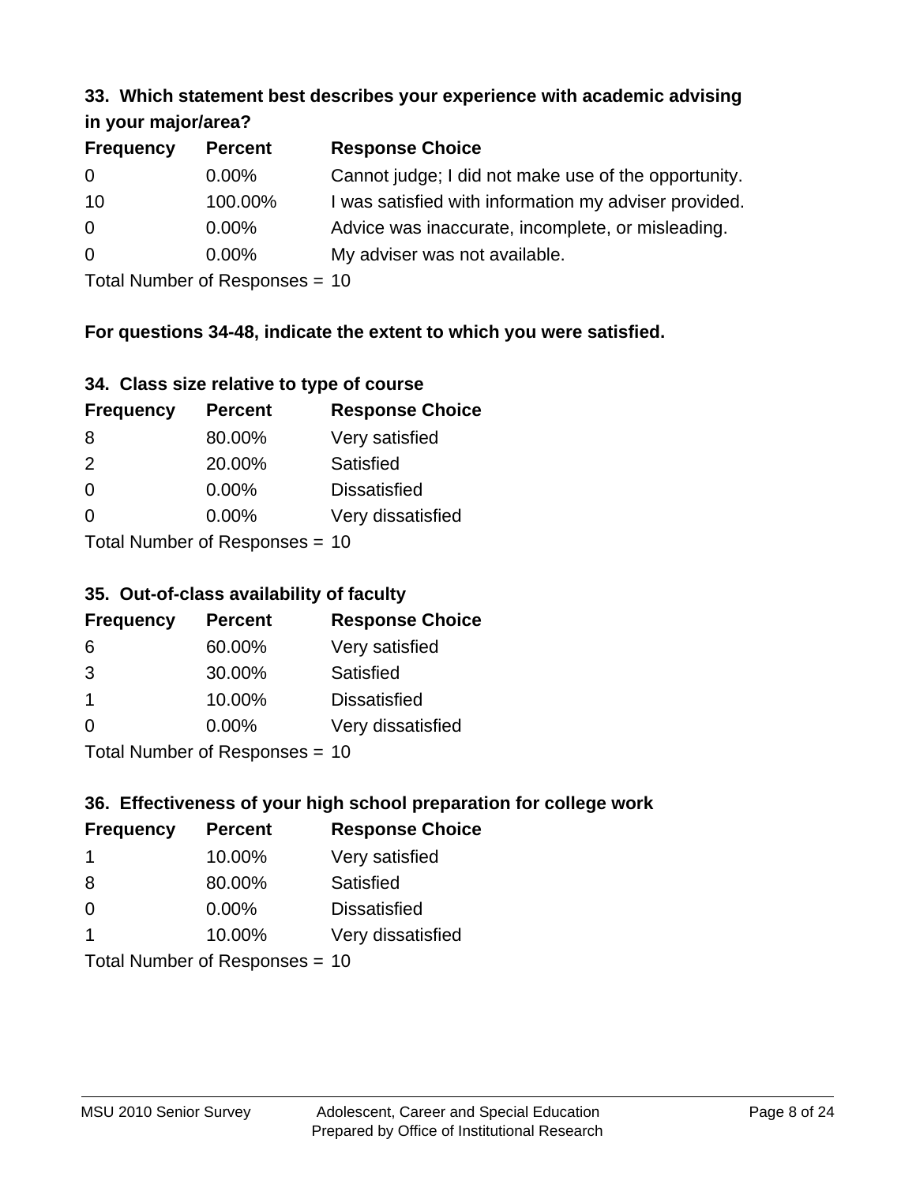### 33. Which statement best describes your experience with academic advising in your major/area?

| Frequency | Percent | Response Choice |
|---|---|---|
| 0 | 0.00% | Cannot judge; I did not make use of the opportunity. |
| 10 | 100.00% | I was satisfied with information my adviser provided. |
| 0 | 0.00% | Advice was inaccurate, incomplete, or misleading. |
| 0 | 0.00% | My adviser was not available. |

Total Number of Responses = 10

**For questions 34-48, indicate the extent to which you were satisfied.**

### 34. Class size relative to type of course

| Frequency | Percent | Response Choice |
|---|---|---|
| 8 | 80.00% | Very satisfied |
| 2 | 20.00% | Satisfied |
| 0 | 0.00% | Dissatisfied |
| 0 | 0.00% | Very dissatisfied |

Total Number of Responses = 10

### 35. Out-of-class availability of faculty

| Frequency | Percent | Response Choice |
|---|---|---|
| 6 | 60.00% | Very satisfied |
| 3 | 30.00% | Satisfied |
| 1 | 10.00% | Dissatisfied |
| 0 | 0.00% | Very dissatisfied |

Total Number of Responses = 10

### 36. Effectiveness of your high school preparation for college work

| Frequency | Percent | Response Choice |
|---|---|---|
| 1 | 10.00% | Very satisfied |
| 8 | 80.00% | Satisfied |
| 0 | 0.00% | Dissatisfied |
| 1 | 10.00% | Very dissatisfied |

Total Number of Responses = 10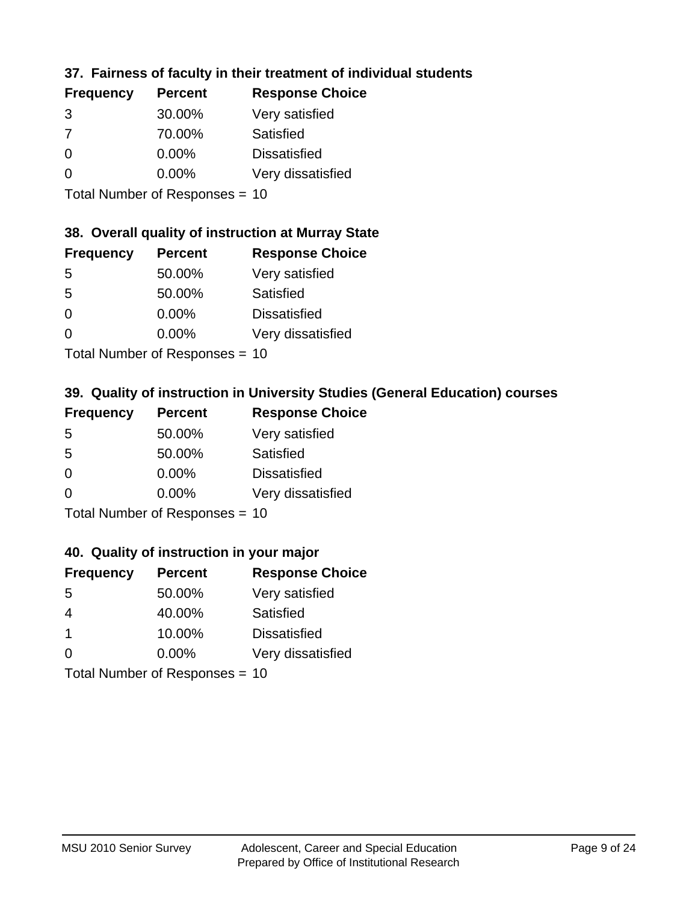### 37. Fairness of faculty in their treatment of individual students

| Frequency | Percent | Response Choice |
|---|---|---|
| 3 | 30.00% | Very satisfied |
| 7 | 70.00% | Satisfied |
| 0 | 0.00% | Dissatisfied |
| 0 | 0.00% | Very dissatisfied |

Total Number of Responses = 10

### 38. Overall quality of instruction at Murray State

| Frequency | Percent | Response Choice |
|---|---|---|
| 5 | 50.00% | Very satisfied |
| 5 | 50.00% | Satisfied |
| 0 | 0.00% | Dissatisfied |
| 0 | 0.00% | Very dissatisfied |

Total Number of Responses = 10

### 39. Quality of instruction in University Studies (General Education) courses

| Frequency | Percent | Response Choice |
|---|---|---|
| 5 | 50.00% | Very satisfied |
| 5 | 50.00% | Satisfied |
| 0 | 0.00% | Dissatisfied |
| 0 | 0.00% | Very dissatisfied |

Total Number of Responses = 10

### 40. Quality of instruction in your major

| Frequency | Percent | Response Choice |
|---|---|---|
| 5 | 50.00% | Very satisfied |
| 4 | 40.00% | Satisfied |
| 1 | 10.00% | Dissatisfied |
| 0 | 0.00% | Very dissatisfied |

Total Number of Responses = 10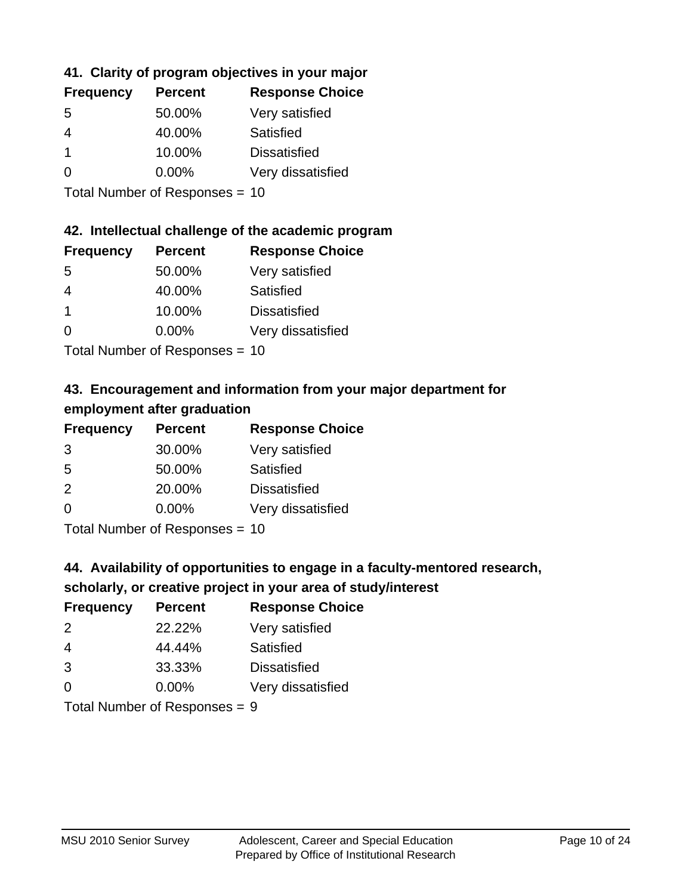### 41. Clarity of program objectives in your major

| Frequency | Percent | Response Choice |
|---|---|---|
| 5 | 50.00% | Very satisfied |
| 4 | 40.00% | Satisfied |
| 1 | 10.00% | Dissatisfied |
| 0 | 0.00% | Very dissatisfied |

Total Number of Responses = 10

### 42. Intellectual challenge of the academic program

| Frequency | Percent | Response Choice |
|---|---|---|
| 5 | 50.00% | Very satisfied |
| 4 | 40.00% | Satisfied |
| 1 | 10.00% | Dissatisfied |
| 0 | 0.00% | Very dissatisfied |

Total Number of Responses = 10

### 43. Encouragement and information from your major department for employment after graduation

| Frequency | Percent | Response Choice |
|---|---|---|
| 3 | 30.00% | Very satisfied |
| 5 | 50.00% | Satisfied |
| 2 | 20.00% | Dissatisfied |
| 0 | 0.00% | Very dissatisfied |

Total Number of Responses = 10

### 44. Availability of opportunities to engage in a faculty-mentored research, scholarly, or creative project in your area of study/interest

| Frequency | Percent | Response Choice |
|---|---|---|
| 2 | 22.22% | Very satisfied |
| 4 | 44.44% | Satisfied |
| 3 | 33.33% | Dissatisfied |
| 0 | 0.00% | Very dissatisfied |

Total Number of Responses = 9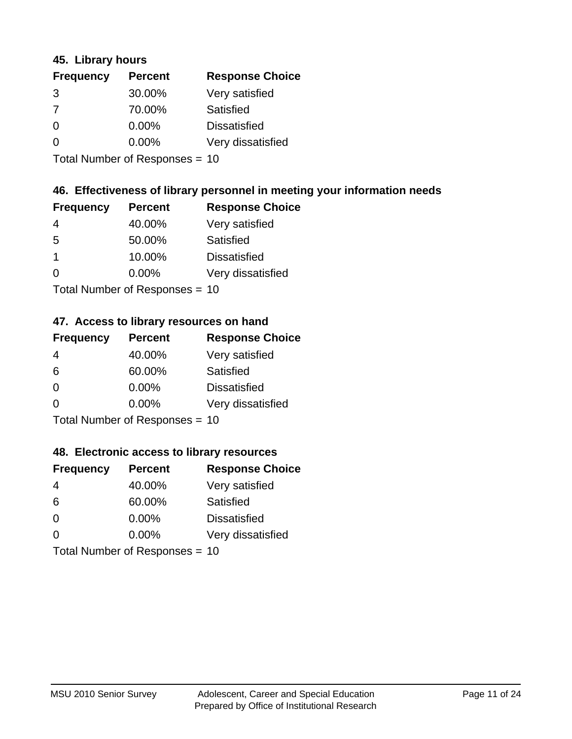### 45. Library hours

| Frequency | Percent | Response Choice |
|---|---|---|
| 3 | 30.00% | Very satisfied |
| 7 | 70.00% | Satisfied |
| 0 | 0.00% | Dissatisfied |
| 0 | 0.00% | Very dissatisfied |

Total Number of Responses = 10

### 46. Effectiveness of library personnel in meeting your information needs

| Frequency | Percent | Response Choice |
|---|---|---|
| 4 | 40.00% | Very satisfied |
| 5 | 50.00% | Satisfied |
| 1 | 10.00% | Dissatisfied |
| 0 | 0.00% | Very dissatisfied |

Total Number of Responses = 10

### 47. Access to library resources on hand

| Frequency | Percent | Response Choice |
|---|---|---|
| 4 | 40.00% | Very satisfied |
| 6 | 60.00% | Satisfied |
| 0 | 0.00% | Dissatisfied |
| 0 | 0.00% | Very dissatisfied |

Total Number of Responses = 10

### 48. Electronic access to library resources

| Frequency | Percent | Response Choice |
|---|---|---|
| 4 | 40.00% | Very satisfied |
| 6 | 60.00% | Satisfied |
| 0 | 0.00% | Dissatisfied |
| 0 | 0.00% | Very dissatisfied |

Total Number of Responses = 10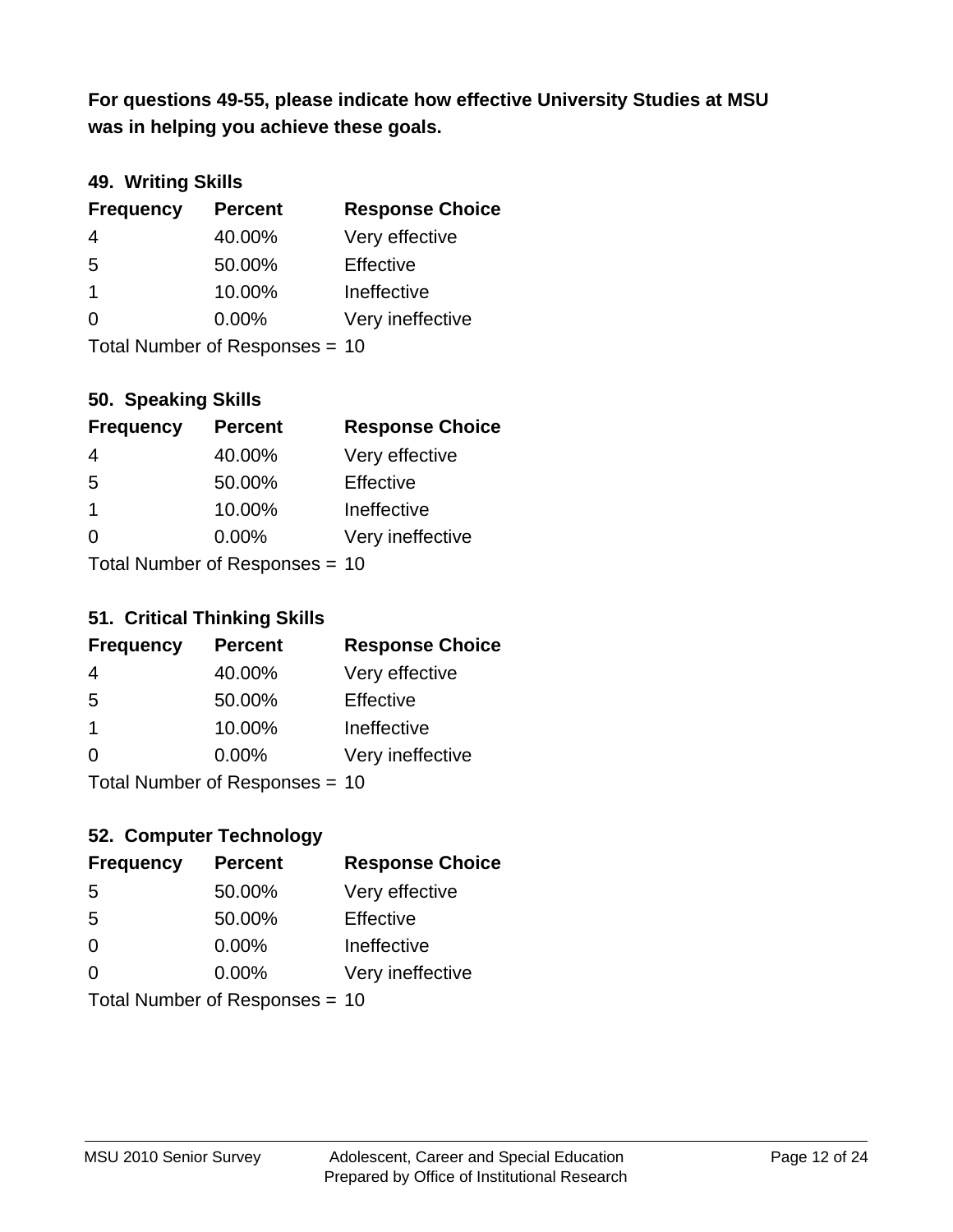**For questions 49-55, please indicate how effective University Studies at MSU was in helping you achieve these goals.**

### 49. Writing Skills

| Frequency | Percent | Response Choice |
|---|---|---|
| 4 | 40.00% | Very effective |
| 5 | 50.00% | Effective |
| 1 | 10.00% | Ineffective |
| 0 | 0.00% | Very ineffective |

Total Number of Responses = 10

### 50. Speaking Skills

| Frequency | Percent | Response Choice |
|---|---|---|
| 4 | 40.00% | Very effective |
| 5 | 50.00% | Effective |
| 1 | 10.00% | Ineffective |
| 0 | 0.00% | Very ineffective |

Total Number of Responses = 10

### 51. Critical Thinking Skills

| Frequency | Percent | Response Choice |
|---|---|---|
| 4 | 40.00% | Very effective |
| 5 | 50.00% | Effective |
| 1 | 10.00% | Ineffective |
| 0 | 0.00% | Very ineffective |

Total Number of Responses = 10

### 52. Computer Technology

| Frequency | Percent | Response Choice |
|---|---|---|
| 5 | 50.00% | Very effective |
| 5 | 50.00% | Effective |
| 0 | 0.00% | Ineffective |
| 0 | 0.00% | Very ineffective |

Total Number of Responses = 10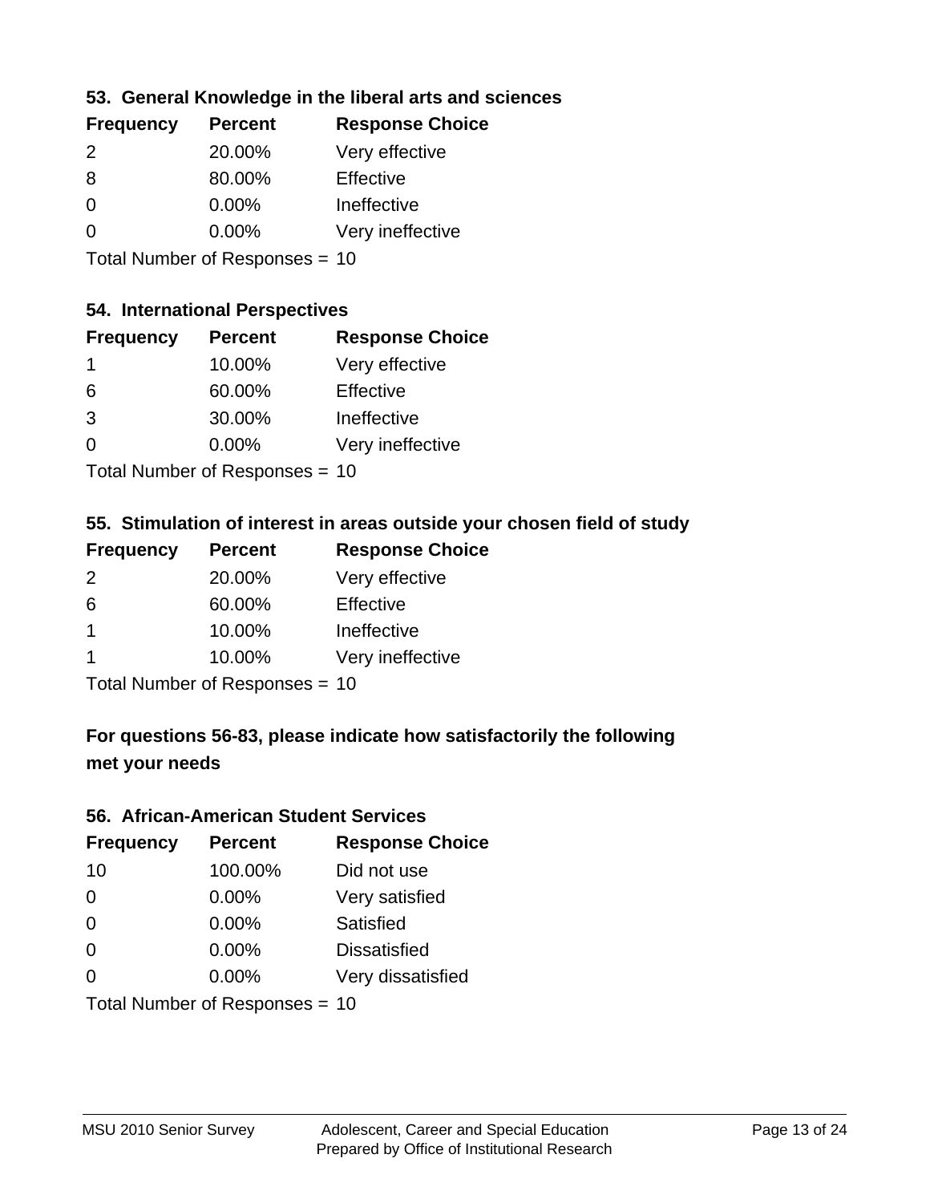### 53. General Knowledge in the liberal arts and sciences

| Frequency | Percent | Response Choice |
|---|---|---|
| 2 | 20.00% | Very effective |
| 8 | 80.00% | Effective |
| 0 | 0.00% | Ineffective |
| 0 | 0.00% | Very ineffective |

Total Number of Responses = 10

### 54. International Perspectives

| Frequency | Percent | Response Choice |
|---|---|---|
| 1 | 10.00% | Very effective |
| 6 | 60.00% | Effective |
| 3 | 30.00% | Ineffective |
| 0 | 0.00% | Very ineffective |

Total Number of Responses = 10

### 55. Stimulation of interest in areas outside your chosen field of study

| Frequency | Percent | Response Choice |
|---|---|---|
| 2 | 20.00% | Very effective |
| 6 | 60.00% | Effective |
| 1 | 10.00% | Ineffective |
| 1 | 10.00% | Very ineffective |

Total Number of Responses = 10

## For questions 56-83, please indicate how satisfactorily the following met your needs

### 56. African-American Student Services

| Frequency | Percent | Response Choice |
|---|---|---|
| 10 | 100.00% | Did not use |
| 0 | 0.00% | Very satisfied |
| 0 | 0.00% | Satisfied |
| 0 | 0.00% | Dissatisfied |
| 0 | 0.00% | Very dissatisfied |

Total Number of Responses = 10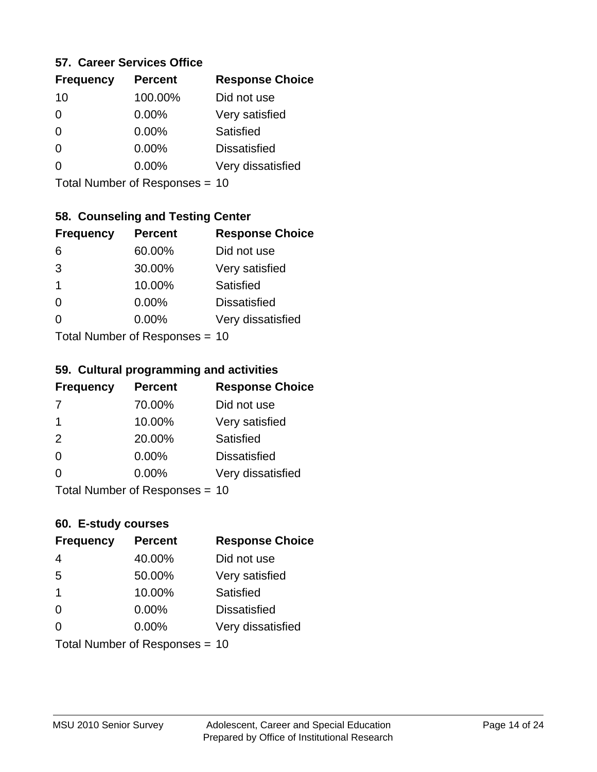### 57. Career Services Office

| Frequency | Percent | Response Choice |
|---|---|---|
| 10 | 100.00% | Did not use |
| 0 | 0.00% | Very satisfied |
| 0 | 0.00% | Satisfied |
| 0 | 0.00% | Dissatisfied |
| 0 | 0.00% | Very dissatisfied |

Total Number of Responses = 10

### 58. Counseling and Testing Center

| Frequency | Percent | Response Choice |
|---|---|---|
| 6 | 60.00% | Did not use |
| 3 | 30.00% | Very satisfied |
| 1 | 10.00% | Satisfied |
| 0 | 0.00% | Dissatisfied |
| 0 | 0.00% | Very dissatisfied |

Total Number of Responses = 10

### 59. Cultural programming and activities

| Frequency | Percent | Response Choice |
|---|---|---|
| 7 | 70.00% | Did not use |
| 1 | 10.00% | Very satisfied |
| 2 | 20.00% | Satisfied |
| 0 | 0.00% | Dissatisfied |
| 0 | 0.00% | Very dissatisfied |

Total Number of Responses = 10

### 60. E-study courses

| Frequency | Percent | Response Choice |
|---|---|---|
| 4 | 40.00% | Did not use |
| 5 | 50.00% | Very satisfied |
| 1 | 10.00% | Satisfied |
| 0 | 0.00% | Dissatisfied |
| 0 | 0.00% | Very dissatisfied |

Total Number of Responses = 10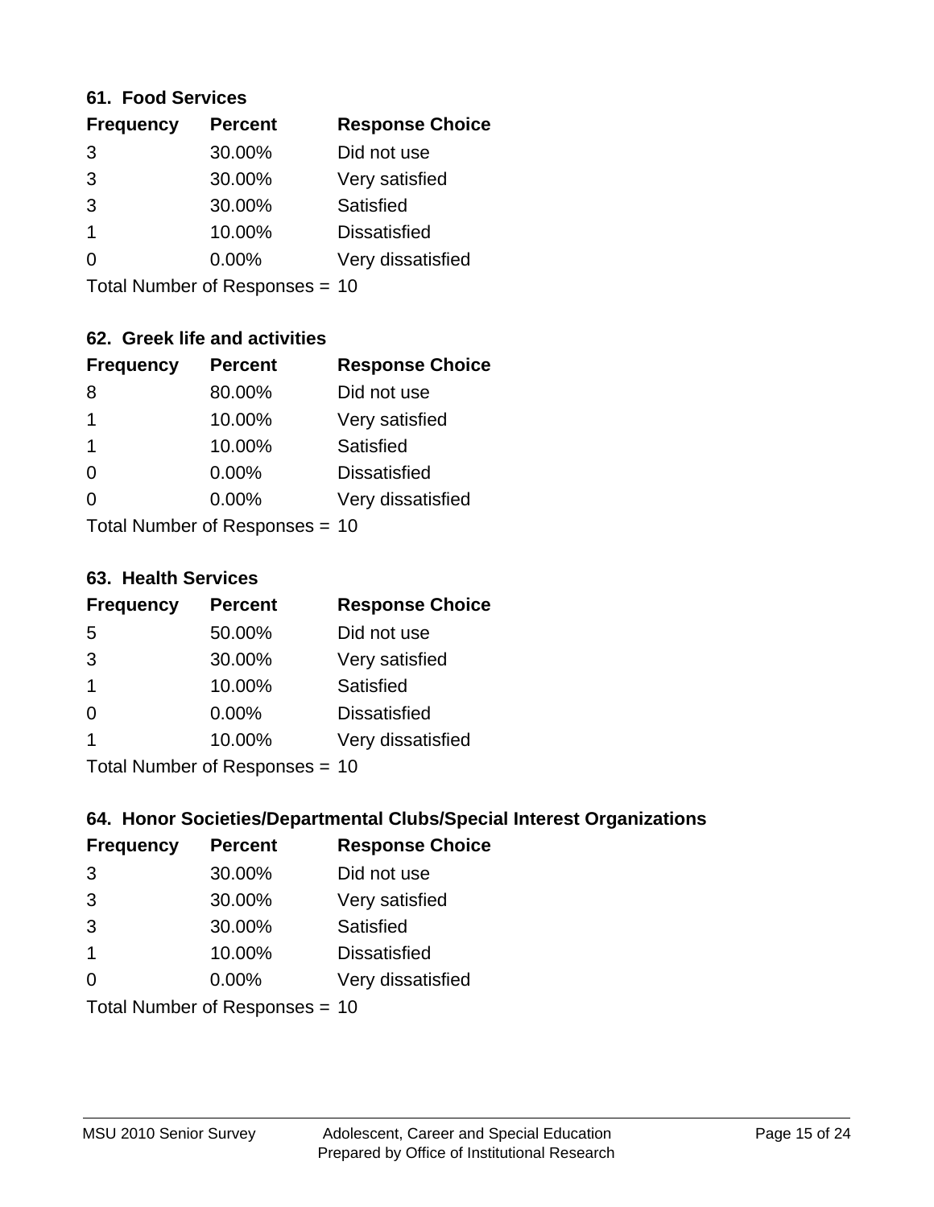### 61. Food Services

| Frequency | Percent | Response Choice |
| --- | --- | --- |
| 3 | 30.00% | Did not use |
| 3 | 30.00% | Very satisfied |
| 3 | 30.00% | Satisfied |
| 1 | 10.00% | Dissatisfied |
| 0 | 0.00% | Very dissatisfied |

Total Number of Responses = 10

### 62. Greek life and activities

| Frequency | Percent | Response Choice |
| --- | --- | --- |
| 8 | 80.00% | Did not use |
| 1 | 10.00% | Very satisfied |
| 1 | 10.00% | Satisfied |
| 0 | 0.00% | Dissatisfied |
| 0 | 0.00% | Very dissatisfied |

Total Number of Responses = 10

### 63. Health Services

| Frequency | Percent | Response Choice |
| --- | --- | --- |
| 5 | 50.00% | Did not use |
| 3 | 30.00% | Very satisfied |
| 1 | 10.00% | Satisfied |
| 0 | 0.00% | Dissatisfied |
| 1 | 10.00% | Very dissatisfied |

Total Number of Responses = 10

### 64. Honor Societies/Departmental Clubs/Special Interest Organizations

| Frequency | Percent | Response Choice |
| --- | --- | --- |
| 3 | 30.00% | Did not use |
| 3 | 30.00% | Very satisfied |
| 3 | 30.00% | Satisfied |
| 1 | 10.00% | Dissatisfied |
| 0 | 0.00% | Very dissatisfied |

Total Number of Responses = 10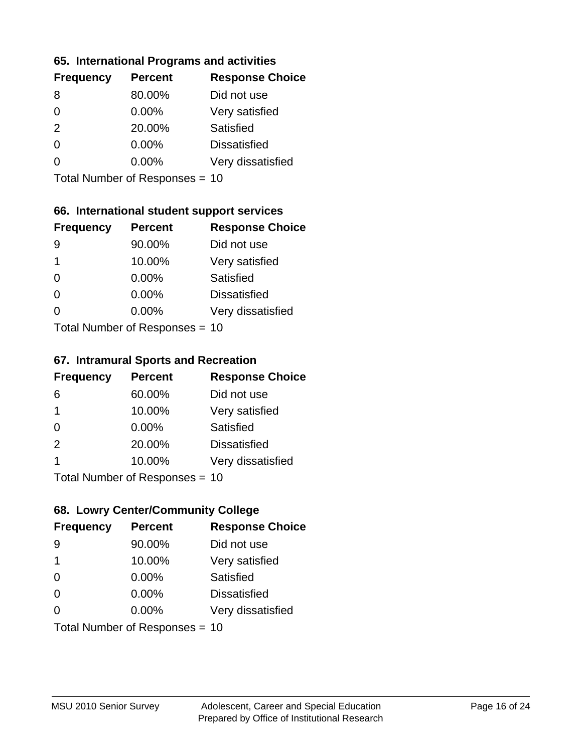### 65. International Programs and activities

| Frequency | Percent | Response Choice |
|---|---|---|
| 8 | 80.00% | Did not use |
| 0 | 0.00% | Very satisfied |
| 2 | 20.00% | Satisfied |
| 0 | 0.00% | Dissatisfied |
| 0 | 0.00% | Very dissatisfied |

Total Number of Responses = 10

### 66. International student support services

| Frequency | Percent | Response Choice |
|---|---|---|
| 9 | 90.00% | Did not use |
| 1 | 10.00% | Very satisfied |
| 0 | 0.00% | Satisfied |
| 0 | 0.00% | Dissatisfied |
| 0 | 0.00% | Very dissatisfied |

Total Number of Responses = 10

### 67. Intramural Sports and Recreation

| Frequency | Percent | Response Choice |
|---|---|---|
| 6 | 60.00% | Did not use |
| 1 | 10.00% | Very satisfied |
| 0 | 0.00% | Satisfied |
| 2 | 20.00% | Dissatisfied |
| 1 | 10.00% | Very dissatisfied |

Total Number of Responses = 10

### 68. Lowry Center/Community College

| Frequency | Percent | Response Choice |
|---|---|---|
| 9 | 90.00% | Did not use |
| 1 | 10.00% | Very satisfied |
| 0 | 0.00% | Satisfied |
| 0 | 0.00% | Dissatisfied |
| 0 | 0.00% | Very dissatisfied |

Total Number of Responses = 10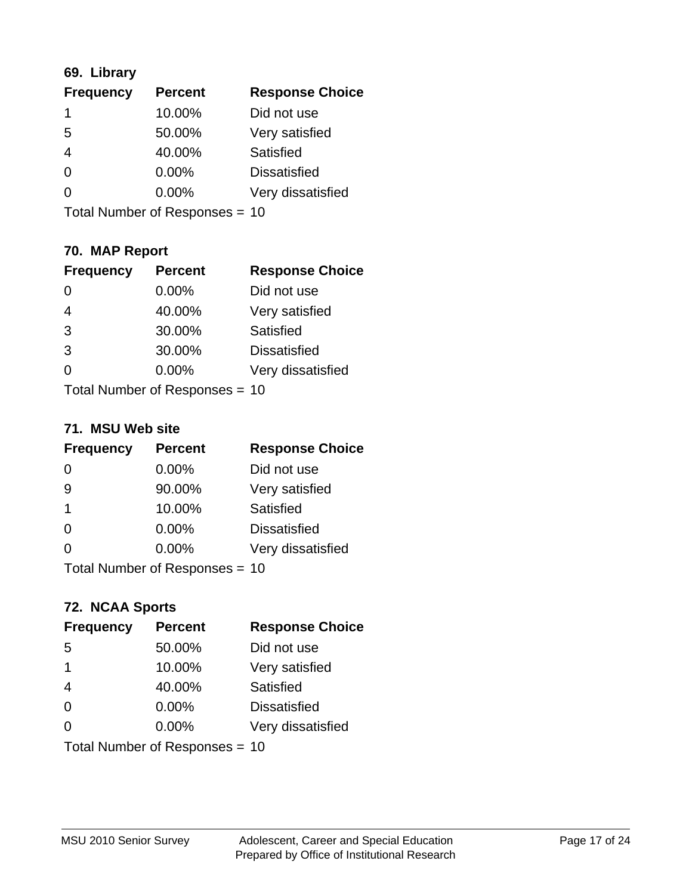### 69. Library

| Frequency | Percent | Response Choice |
|---|---|---|
| 1 | 10.00% | Did not use |
| 5 | 50.00% | Very satisfied |
| 4 | 40.00% | Satisfied |
| 0 | 0.00% | Dissatisfied |
| 0 | 0.00% | Very dissatisfied |

Total Number of Responses = 10

### 70. MAP Report

| Frequency | Percent | Response Choice |
|---|---|---|
| 0 | 0.00% | Did not use |
| 4 | 40.00% | Very satisfied |
| 3 | 30.00% | Satisfied |
| 3 | 30.00% | Dissatisfied |
| 0 | 0.00% | Very dissatisfied |

Total Number of Responses = 10

### 71. MSU Web site

| Frequency | Percent | Response Choice |
|---|---|---|
| 0 | 0.00% | Did not use |
| 9 | 90.00% | Very satisfied |
| 1 | 10.00% | Satisfied |
| 0 | 0.00% | Dissatisfied |
| 0 | 0.00% | Very dissatisfied |

Total Number of Responses = 10

### 72. NCAA Sports

| Frequency | Percent | Response Choice |
|---|---|---|
| 5 | 50.00% | Did not use |
| 1 | 10.00% | Very satisfied |
| 4 | 40.00% | Satisfied |
| 0 | 0.00% | Dissatisfied |
| 0 | 0.00% | Very dissatisfied |

Total Number of Responses = 10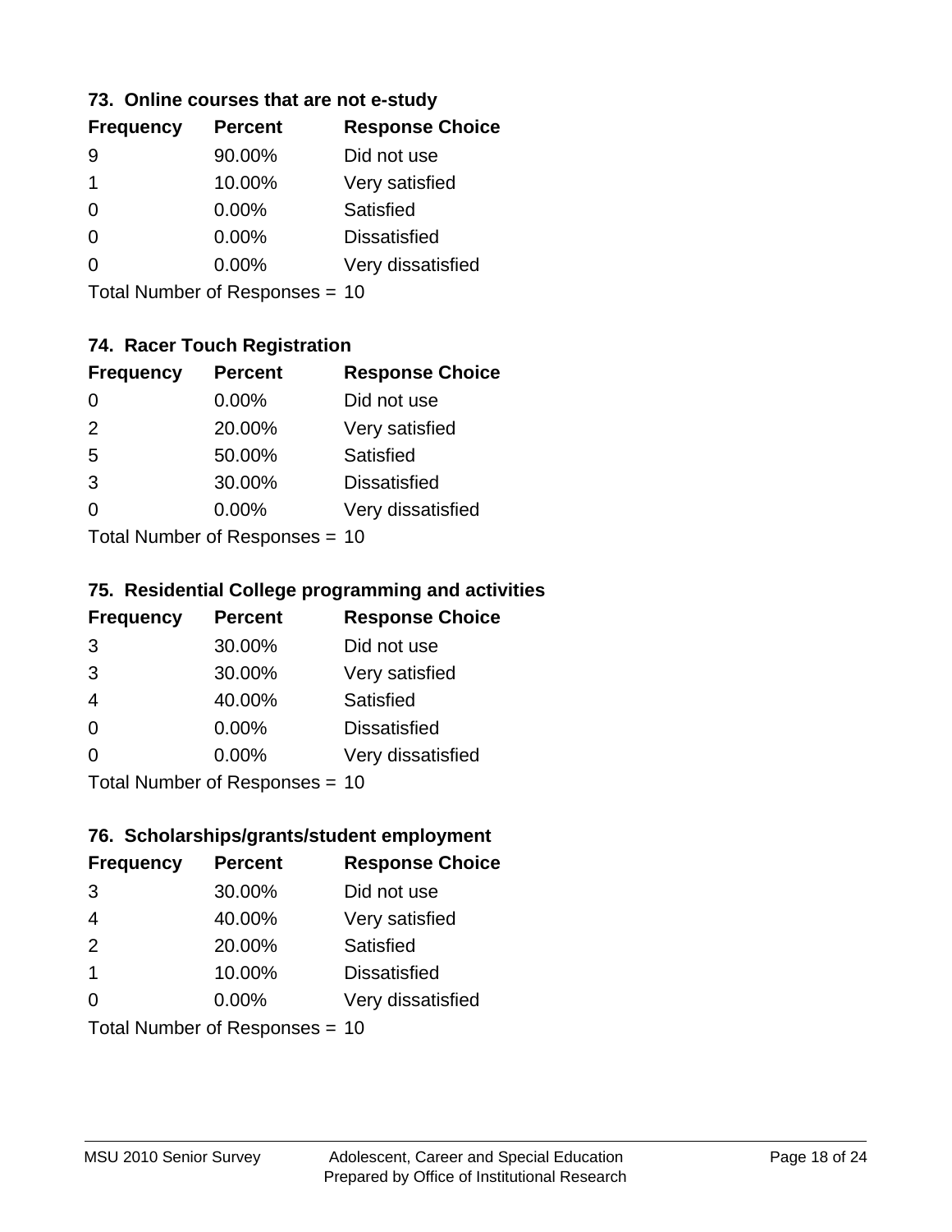### 73. Online courses that are not e-study

| Frequency | Percent | Response Choice |
|---|---|---|
| 9 | 90.00% | Did not use |
| 1 | 10.00% | Very satisfied |
| 0 | 0.00% | Satisfied |
| 0 | 0.00% | Dissatisfied |
| 0 | 0.00% | Very dissatisfied |

Total Number of Responses = 10

### 74. Racer Touch Registration

| Frequency | Percent | Response Choice |
|---|---|---|
| 0 | 0.00% | Did not use |
| 2 | 20.00% | Very satisfied |
| 5 | 50.00% | Satisfied |
| 3 | 30.00% | Dissatisfied |
| 0 | 0.00% | Very dissatisfied |

Total Number of Responses = 10

### 75. Residential College programming and activities

| Frequency | Percent | Response Choice |
|---|---|---|
| 3 | 30.00% | Did not use |
| 3 | 30.00% | Very satisfied |
| 4 | 40.00% | Satisfied |
| 0 | 0.00% | Dissatisfied |
| 0 | 0.00% | Very dissatisfied |

Total Number of Responses = 10

### 76. Scholarships/grants/student employment

| Frequency | Percent | Response Choice |
|---|---|---|
| 3 | 30.00% | Did not use |
| 4 | 40.00% | Very satisfied |
| 2 | 20.00% | Satisfied |
| 1 | 10.00% | Dissatisfied |
| 0 | 0.00% | Very dissatisfied |

Total Number of Responses = 10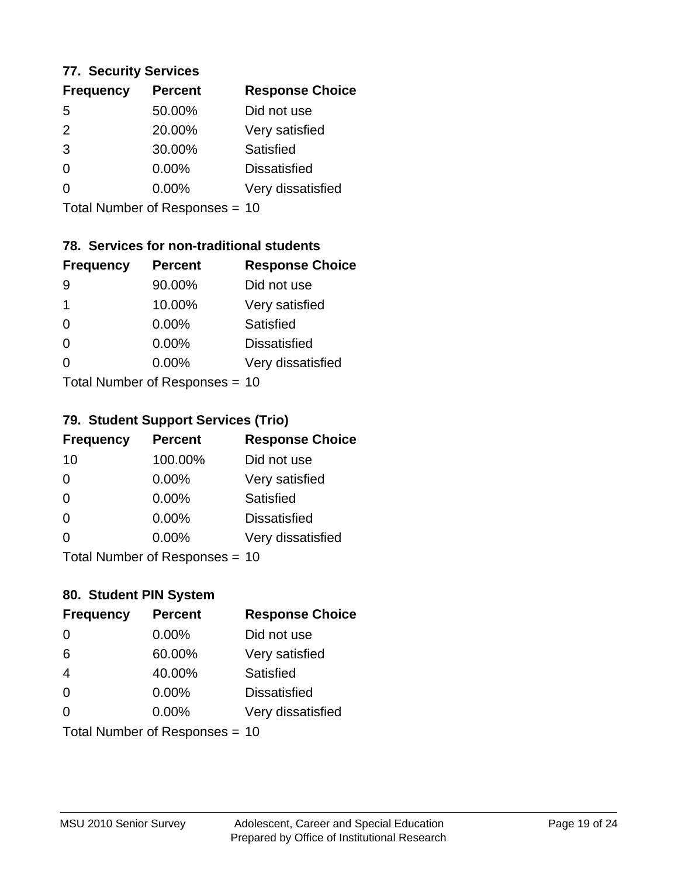### 77. Security Services

| Frequency | Percent | Response Choice |
| --- | --- | --- |
| 5 | 50.00% | Did not use |
| 2 | 20.00% | Very satisfied |
| 3 | 30.00% | Satisfied |
| 0 | 0.00% | Dissatisfied |
| 0 | 0.00% | Very dissatisfied |

Total Number of Responses = 10

### 78. Services for non-traditional students

| Frequency | Percent | Response Choice |
| --- | --- | --- |
| 9 | 90.00% | Did not use |
| 1 | 10.00% | Very satisfied |
| 0 | 0.00% | Satisfied |
| 0 | 0.00% | Dissatisfied |
| 0 | 0.00% | Very dissatisfied |

Total Number of Responses = 10

### 79. Student Support Services (Trio)

| Frequency | Percent | Response Choice |
| --- | --- | --- |
| 10 | 100.00% | Did not use |
| 0 | 0.00% | Very satisfied |
| 0 | 0.00% | Satisfied |
| 0 | 0.00% | Dissatisfied |
| 0 | 0.00% | Very dissatisfied |

Total Number of Responses = 10

### 80. Student PIN System

| Frequency | Percent | Response Choice |
| --- | --- | --- |
| 0 | 0.00% | Did not use |
| 6 | 60.00% | Very satisfied |
| 4 | 40.00% | Satisfied |
| 0 | 0.00% | Dissatisfied |
| 0 | 0.00% | Very dissatisfied |

Total Number of Responses = 10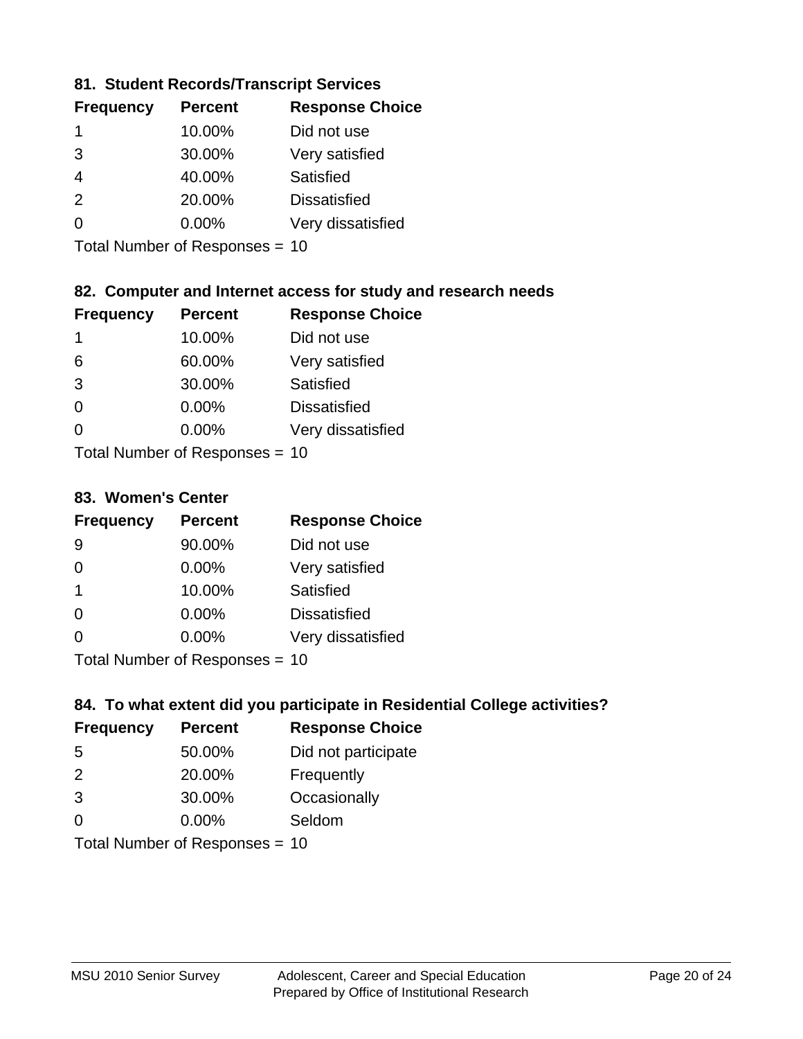### 81. Student Records/Transcript Services

| Frequency | Percent | Response Choice |
|---|---|---|
| 1 | 10.00% | Did not use |
| 3 | 30.00% | Very satisfied |
| 4 | 40.00% | Satisfied |
| 2 | 20.00% | Dissatisfied |
| 0 | 0.00% | Very dissatisfied |

Total Number of Responses = 10

### 82. Computer and Internet access for study and research needs

| Frequency | Percent | Response Choice |
|---|---|---|
| 1 | 10.00% | Did not use |
| 6 | 60.00% | Very satisfied |
| 3 | 30.00% | Satisfied |
| 0 | 0.00% | Dissatisfied |
| 0 | 0.00% | Very dissatisfied |

Total Number of Responses = 10

### 83. Women's Center

| Frequency | Percent | Response Choice |
|---|---|---|
| 9 | 90.00% | Did not use |
| 0 | 0.00% | Very satisfied |
| 1 | 10.00% | Satisfied |
| 0 | 0.00% | Dissatisfied |
| 0 | 0.00% | Very dissatisfied |

Total Number of Responses = 10

### 84. To what extent did you participate in Residential College activities?

| Frequency | Percent | Response Choice |
|---|---|---|
| 5 | 50.00% | Did not participate |
| 2 | 20.00% | Frequently |
| 3 | 30.00% | Occasionally |
| 0 | 0.00% | Seldom |

Total Number of Responses = 10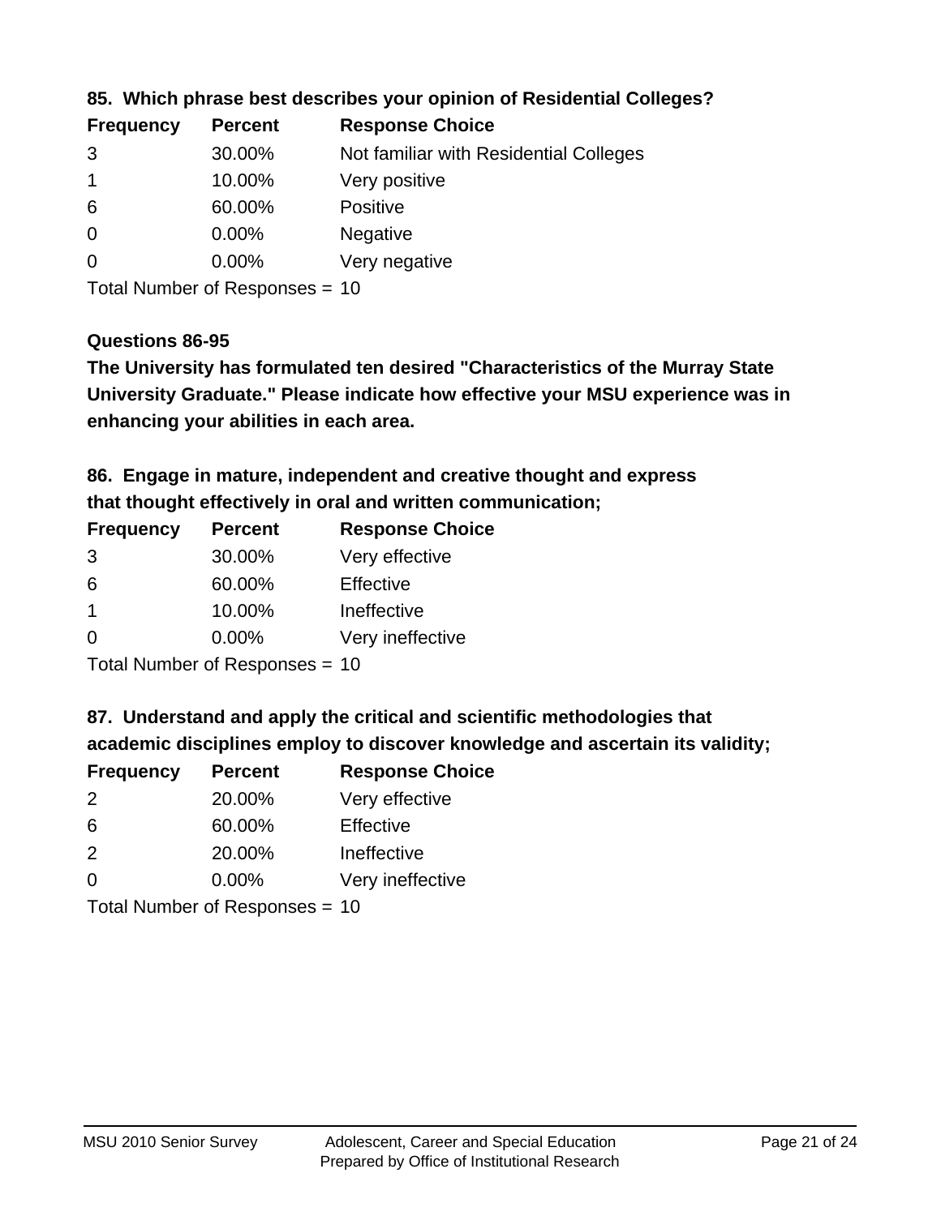### 85. Which phrase best describes your opinion of Residential Colleges?

| Frequency | Percent | Response Choice |
| --- | --- | --- |
| 3 | 30.00% | Not familiar with Residential Colleges |
| 1 | 10.00% | Very positive |
| 6 | 60.00% | Positive |
| 0 | 0.00% | Negative |
| 0 | 0.00% | Very negative |

Total Number of Responses = 10

### Questions 86-95

**The University has formulated ten desired "Characteristics of the Murray State University Graduate." Please indicate how effective your MSU experience was in enhancing your abilities in each area.**

### 86. Engage in mature, independent and creative thought and express that thought effectively in oral and written communication;

| Frequency | Percent | Response Choice |
| --- | --- | --- |
| 3 | 30.00% | Very effective |
| 6 | 60.00% | Effective |
| 1 | 10.00% | Ineffective |
| 0 | 0.00% | Very ineffective |

Total Number of Responses = 10

### 87. Understand and apply the critical and scientific methodologies that academic disciplines employ to discover knowledge and ascertain its validity;

| Frequency | Percent | Response Choice |
| --- | --- | --- |
| 2 | 20.00% | Very effective |
| 6 | 60.00% | Effective |
| 2 | 20.00% | Ineffective |
| 0 | 0.00% | Very ineffective |

Total Number of Responses = 10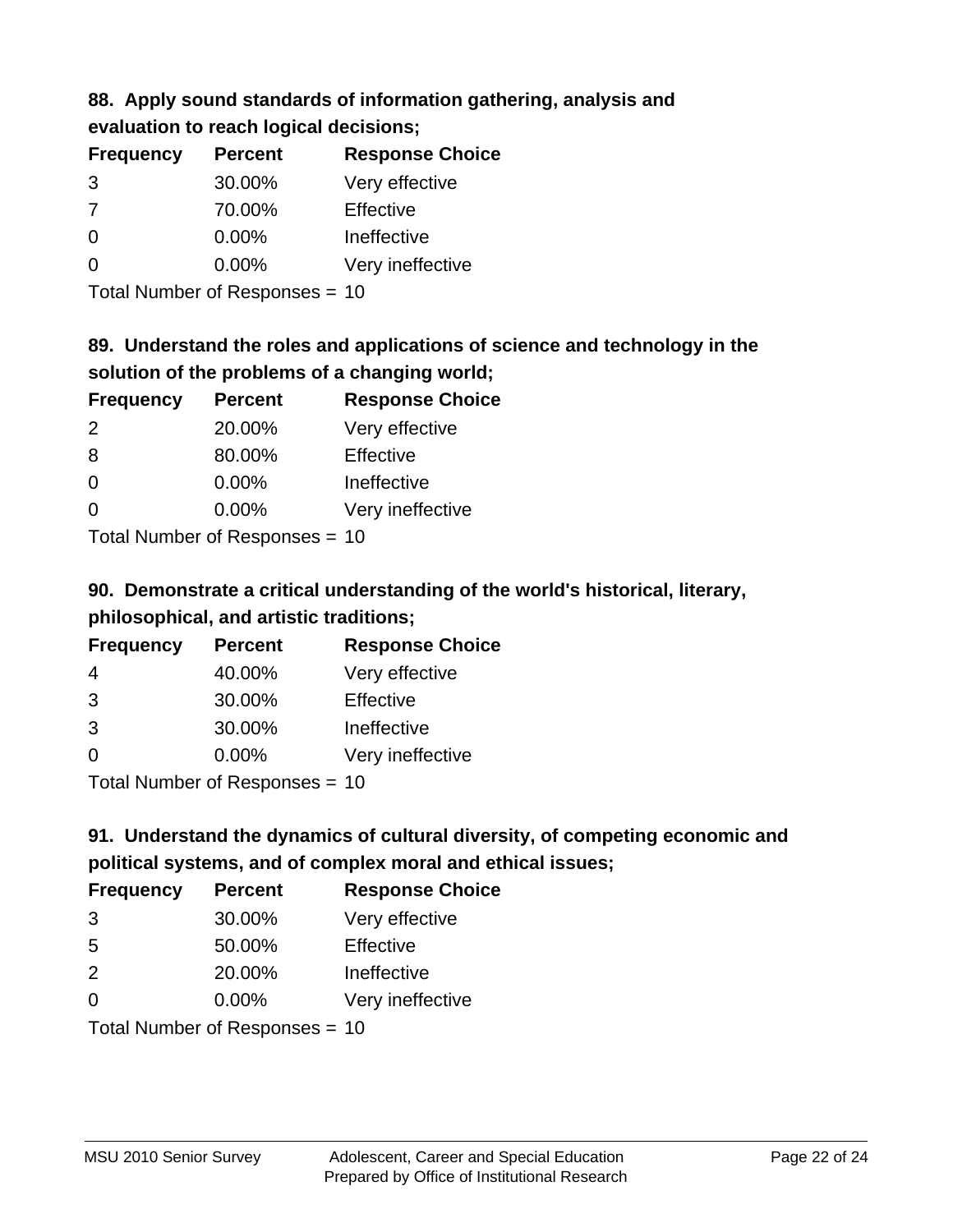### 88. Apply sound standards of information gathering, analysis and evaluation to reach logical decisions;

| Frequency | Percent | Response Choice |
|---|---|---|
| 3 | 30.00% | Very effective |
| 7 | 70.00% | Effective |
| 0 | 0.00% | Ineffective |
| 0 | 0.00% | Very ineffective |

Total Number of Responses = 10

### 89. Understand the roles and applications of science and technology in the solution of the problems of a changing world;

| Frequency | Percent | Response Choice |
|---|---|---|
| 2 | 20.00% | Very effective |
| 8 | 80.00% | Effective |
| 0 | 0.00% | Ineffective |
| 0 | 0.00% | Very ineffective |

Total Number of Responses = 10

### 90. Demonstrate a critical understanding of the world's historical, literary, philosophical, and artistic traditions;

| Frequency | Percent | Response Choice |
|---|---|---|
| 4 | 40.00% | Very effective |
| 3 | 30.00% | Effective |
| 3 | 30.00% | Ineffective |
| 0 | 0.00% | Very ineffective |

Total Number of Responses = 10

### 91. Understand the dynamics of cultural diversity, of competing economic and political systems, and of complex moral and ethical issues;

| Frequency | Percent | Response Choice |
|---|---|---|
| 3 | 30.00% | Very effective |
| 5 | 50.00% | Effective |
| 2 | 20.00% | Ineffective |
| 0 | 0.00% | Very ineffective |

Total Number of Responses = 10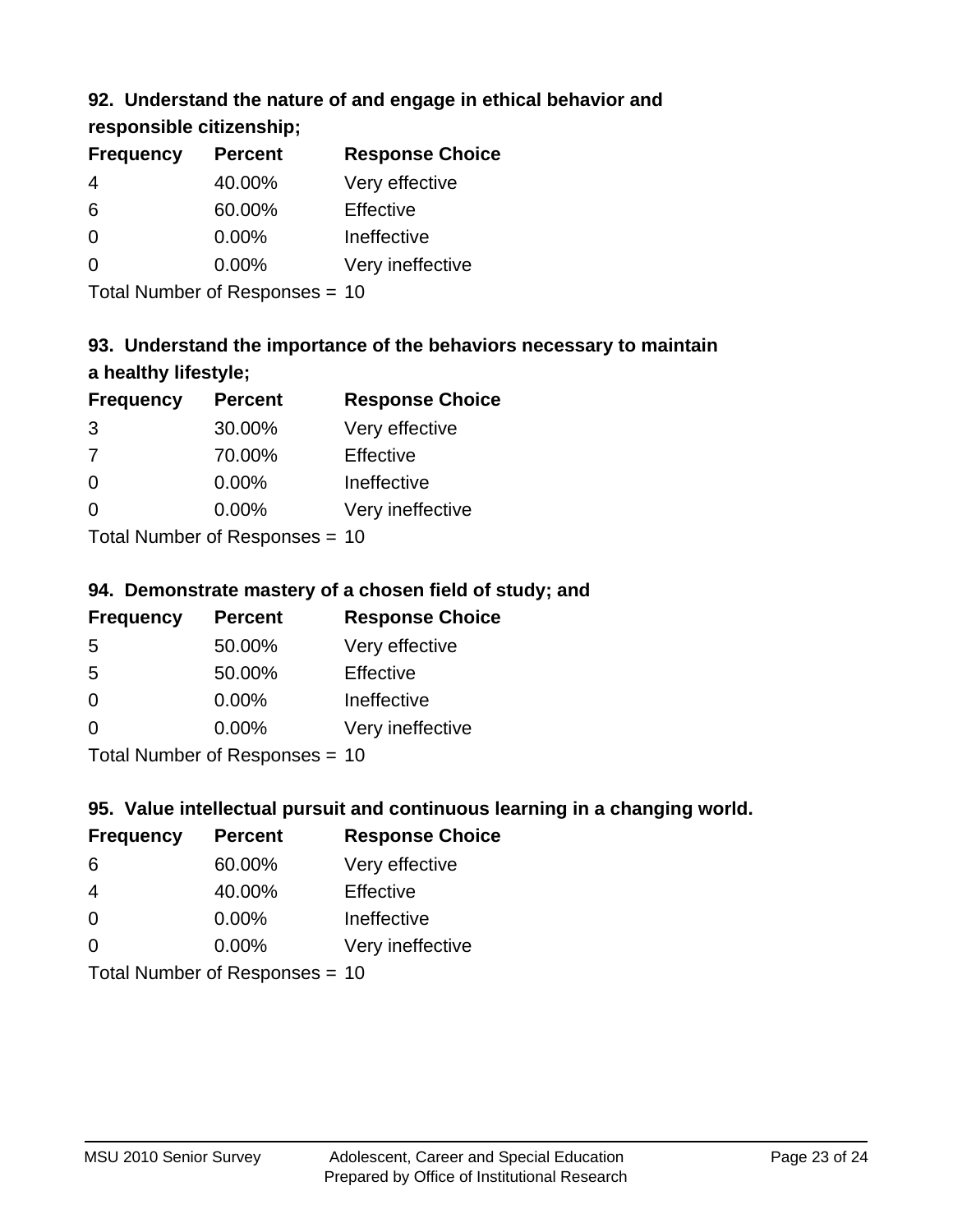## 92. Understand the nature of and engage in ethical behavior and responsible citizenship;

| Frequency | Percent | Response Choice |
| --- | --- | --- |
| 4 | 40.00% | Very effective |
| 6 | 60.00% | Effective |
| 0 | 0.00% | Ineffective |
| 0 | 0.00% | Very ineffective |

Total Number of Responses = 10

## 93. Understand the importance of the behaviors necessary to maintain a healthy lifestyle;

| Frequency | Percent | Response Choice |
| --- | --- | --- |
| 3 | 30.00% | Very effective |
| 7 | 70.00% | Effective |
| 0 | 0.00% | Ineffective |
| 0 | 0.00% | Very ineffective |

Total Number of Responses = 10

## 94. Demonstrate mastery of a chosen field of study; and

| Frequency | Percent | Response Choice |
| --- | --- | --- |
| 5 | 50.00% | Very effective |
| 5 | 50.00% | Effective |
| 0 | 0.00% | Ineffective |
| 0 | 0.00% | Very ineffective |

Total Number of Responses = 10

## 95. Value intellectual pursuit and continuous learning in a changing world.

| Frequency | Percent | Response Choice |
| --- | --- | --- |
| 6 | 60.00% | Very effective |
| 4 | 40.00% | Effective |
| 0 | 0.00% | Ineffective |
| 0 | 0.00% | Very ineffective |

Total Number of Responses = 10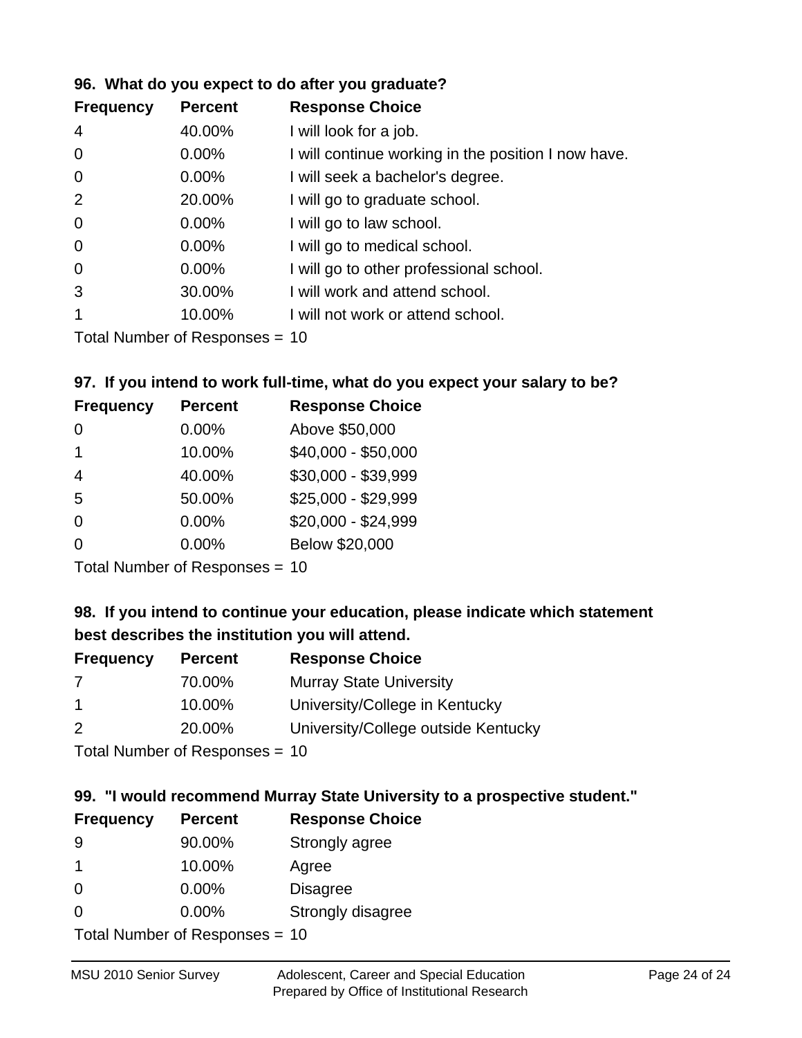### 96. What do you expect to do after you graduate?

| Frequency | Percent | Response Choice |
|---|---|---|
| 4 | 40.00% | I will look for a job. |
| 0 | 0.00% | I will continue working in the position I now have. |
| 0 | 0.00% | I will seek a bachelor's degree. |
| 2 | 20.00% | I will go to graduate school. |
| 0 | 0.00% | I will go to law school. |
| 0 | 0.00% | I will go to medical school. |
| 0 | 0.00% | I will go to other professional school. |
| 3 | 30.00% | I will work and attend school. |
| 1 | 10.00% | I will not work or attend school. |

Total Number of Responses = 10

### 97. If you intend to work full-time, what do you expect your salary to be?

| Frequency | Percent | Response Choice |
|---|---|---|
| 0 | 0.00% | Above $50,000 |
| 1 | 10.00% | $40,000 - $50,000 |
| 4 | 40.00% | $30,000 - $39,999 |
| 5 | 50.00% | $25,000 - $29,999 |
| 0 | 0.00% | $20,000 - $24,999 |
| 0 | 0.00% | Below $20,000 |

Total Number of Responses = 10

### 98. If you intend to continue your education, please indicate which statement best describes the institution you will attend.

| Frequency | Percent | Response Choice |
|---|---|---|
| 7 | 70.00% | Murray State University |
| 1 | 10.00% | University/College in Kentucky |
| 2 | 20.00% | University/College outside Kentucky |

Total Number of Responses = 10

### 99. "I would recommend Murray State University to a prospective student."

| Frequency | Percent | Response Choice |
|---|---|---|
| 9 | 90.00% | Strongly agree |
| 1 | 10.00% | Agree |
| 0 | 0.00% | Disagree |
| 0 | 0.00% | Strongly disagree |

Total Number of Responses = 10